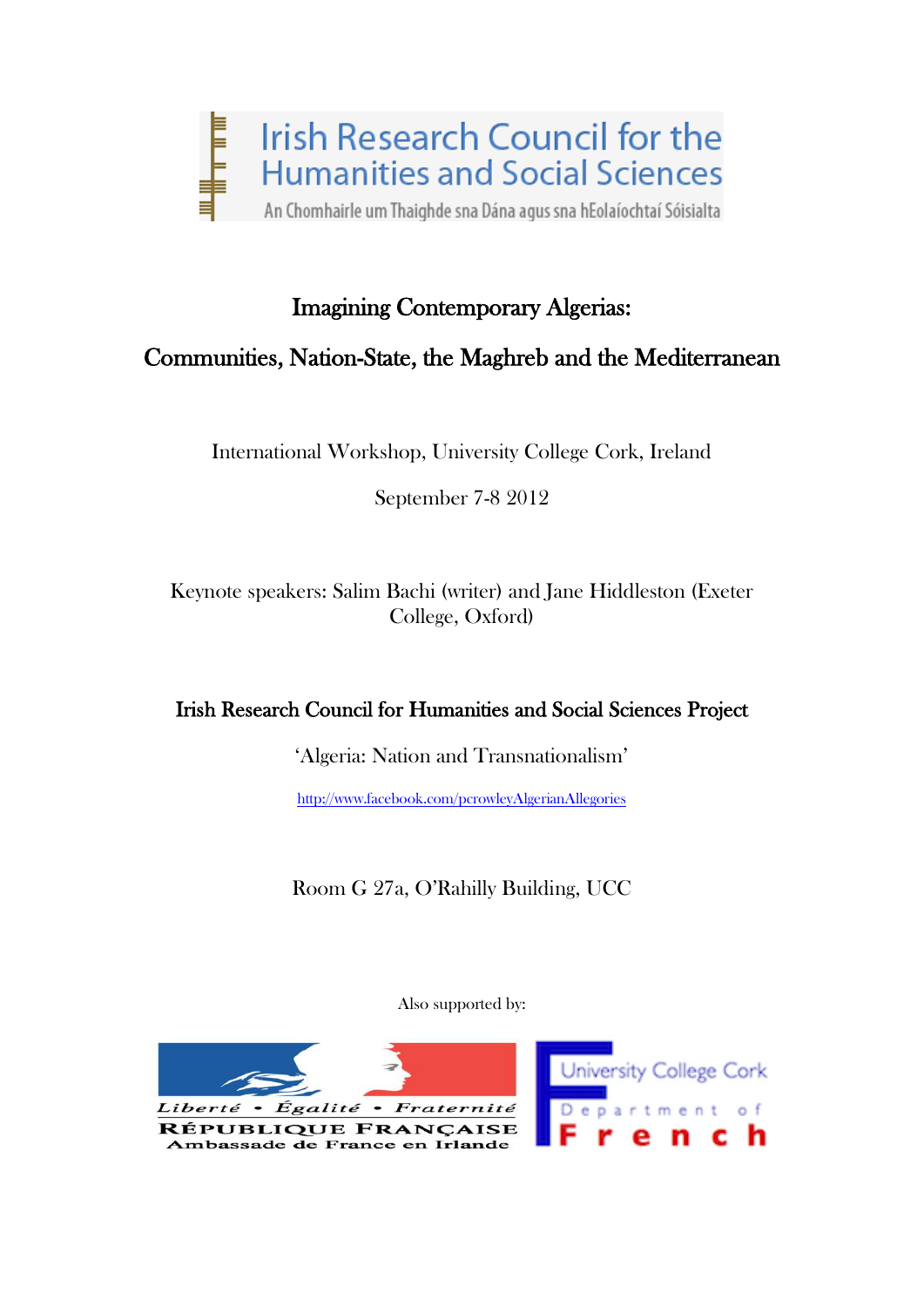Irish Research Council for the Humanities and Social Sciences

An Chomhairle um Thaighde sna Dána agus sna hEolaíochtaí Sóisialta

# Imagining Contemporary Algerias:

# Communities, Nation-State, the Maghreb and the Mediterranean

International Workshop, University College Cork, Ireland

September 7-8 2012

Keynote speakers: Salim Bachi (writer) and Jane Hiddleston (Exeter College, Oxford)

## Irish Research Council for Humanities and Social Sciences Project

'Algeria: Nation and Transnationalism'

http://www.facebook.com/pcrowleyAlgerianAllegories

Room G 27a, O'Rahilly Building, UCC

Also supported by:

Liberté • Égalité • Fraternité

RÉPUBLIQUE FRANÇAISE

Ambassade de France en Irlande

University College Cork

Department of French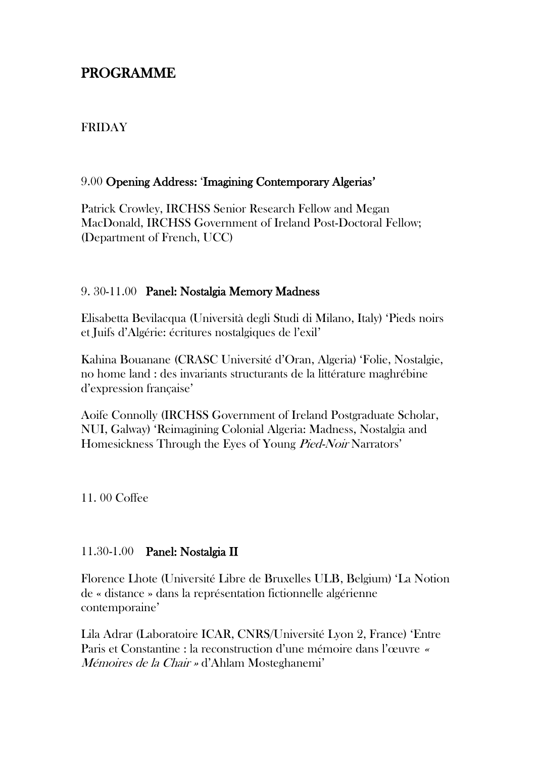# PROGRAMME

## FRIDAY

9.00 **Opening Address: 'Imagining Contemporary Algerias'**

Patrick Crowley, IRCHSS Senior Research Fellow and Megan MacDonald, IRCHSS Government of Ireland Post-Doctoral Fellow; (Department of French, UCC)

9. 30-11.00 **Panel: Nostalgia Memory Madness**

Elisabetta Bevilacqua (Università degli Studi di Milano, Italy) 'Pieds noirs et Juifs d'Algérie: écritures nostalgiques de l'exil'

Kahina Bouanane (CRASC Université d'Oran, Algeria) 'Folie, Nostalgie, no home land : des invariants structurants de la littérature maghrébine d'expression française'

Aoife Connolly (IRCHSS Government of Ireland Postgraduate Scholar, NUI, Galway) 'Reimagining Colonial Algeria: Madness, Nostalgia and Homesickness Through the Eyes of Young *Pied-Noir* Narrators'

11. 00 Coffee

11.30-1.00 **Panel: Nostalgia II**

Florence Lhote (Université Libre de Bruxelles ULB, Belgium) 'La Notion de « distance » dans la représentation fictionnelle algérienne contemporaine'

Lila Adrar (Laboratoire ICAR, CNRS/Université Lyon 2, France) 'Entre Paris et Constantine : la reconstruction d'une mémoire dans l'œuvre *« Mémoires de la Chair »* d'Ahlam Mosteghanemi'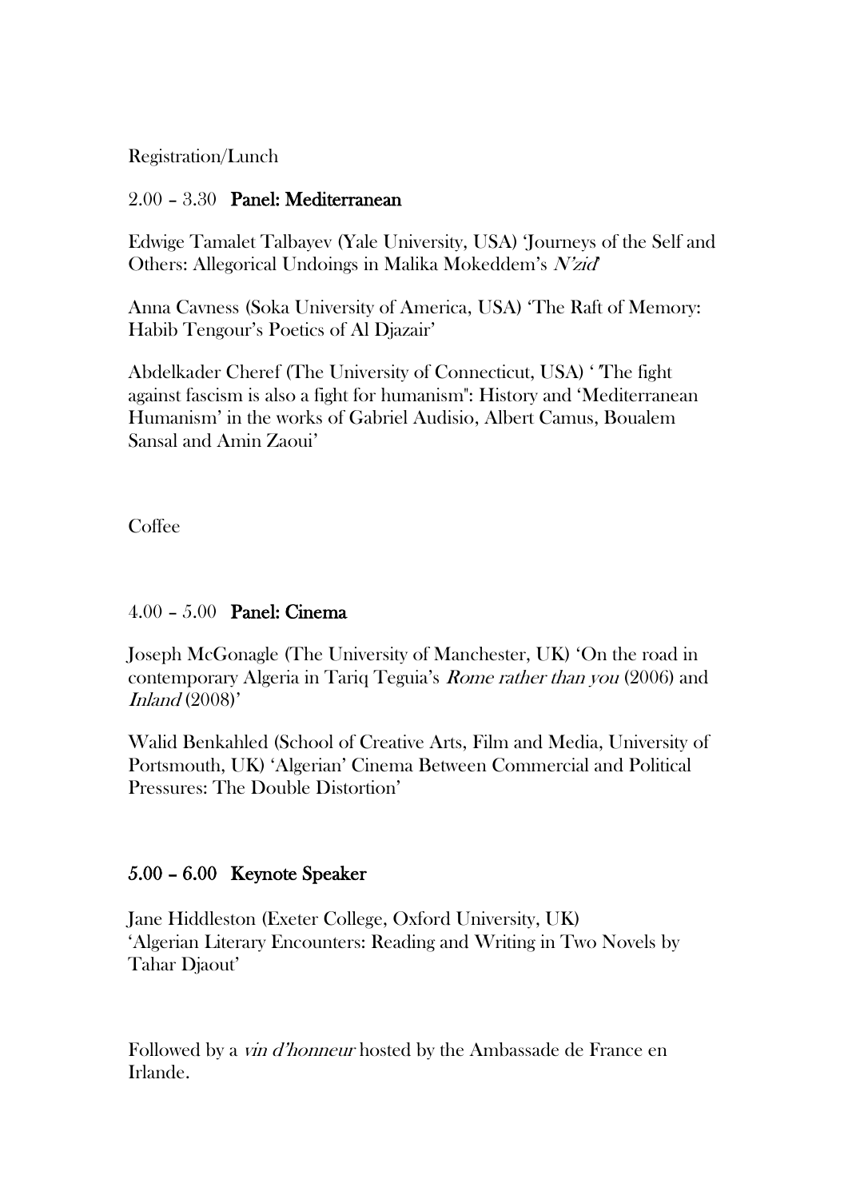Registration/Lunch

2.00 – 3.30 **Panel: Mediterranean**

Edwige Tamalet Talbayev (Yale University, USA) 'Journeys of the Self and Others: Allegorical Undoings in Malika Mokeddem's *N'zid*'

Anna Cavness (Soka University of America, USA) 'The Raft of Memory: Habib Tengour's Poetics of Al Djazair'

Abdelkader Cheref (The University of Connecticut, USA) ' "The fight against fascism is also a fight for humanism": History and 'Mediterranean Humanism' in the works of Gabriel Audisio, Albert Camus, Boualem Sansal and Amin Zaoui'

Coffee

4.00 – 5.00 **Panel: Cinema**

Joseph McGonagle (The University of Manchester, UK) 'On the road in contemporary Algeria in Tariq Teguia's *Rome rather than you* (2006) and *Inland* (2008)'

Walid Benkahled (School of Creative Arts, Film and Media, University of Portsmouth, UK) 'Algerian' Cinema Between Commercial and Political Pressures: The Double Distortion'

**5.00 – 6.00 Keynote Speaker**

Jane Hiddleston (Exeter College, Oxford University, UK)
'Algerian Literary Encounters: Reading and Writing in Two Novels by Tahar Djaout'

Followed by a *vin d'honneur* hosted by the Ambassade de France en Irlande.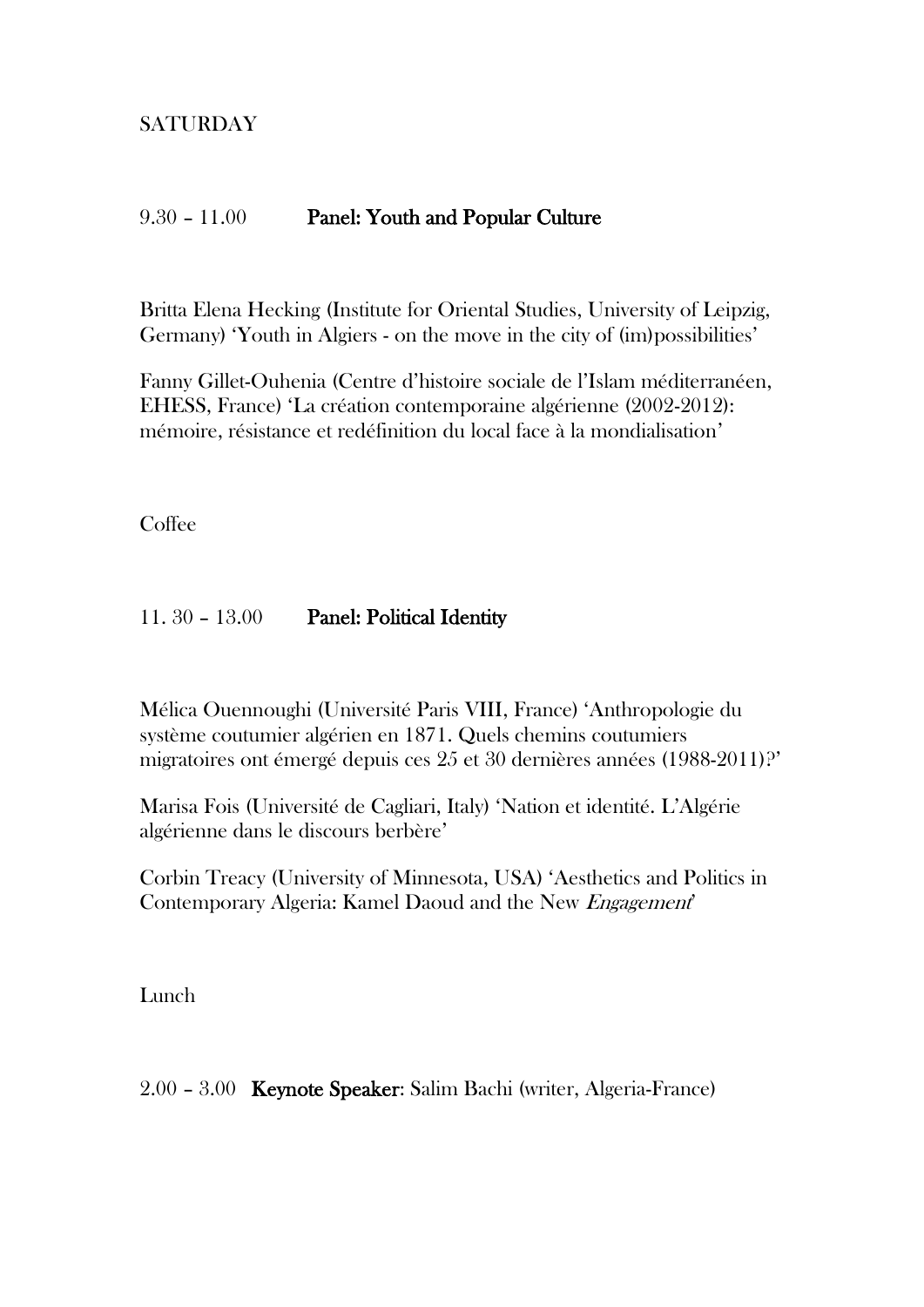SATURDAY

9.30 – 11.00 **Panel: Youth and Popular Culture**

Britta Elena Hecking (Institute for Oriental Studies, University of Leipzig, Germany) 'Youth in Algiers - on the move in the city of (im)possibilities'

Fanny Gillet-Ouhenia (Centre d'histoire sociale de l'Islam méditerranéen, EHESS, France) 'La création contemporaine algérienne (2002-2012): mémoire, résistance et redéfinition du local face à la mondialisation'

Coffee

11. 30 – 13.00 **Panel: Political Identity**

Mélica Ouennoughi (Université Paris VIII, France) 'Anthropologie du système coutumier algérien en 1871. Quels chemins coutumiers migratoires ont émergé depuis ces 25 et 30 dernières années (1988-2011)?'

Marisa Fois (Université de Cagliari, Italy) 'Nation et identité. L'Algérie algérienne dans le discours berbère'

Corbin Treacy (University of Minnesota, USA) 'Aesthetics and Politics in Contemporary Algeria: Kamel Daoud and the New *Engagement*'

Lunch

2.00 – 3.00 **Keynote Speaker**: Salim Bachi (writer, Algeria-France)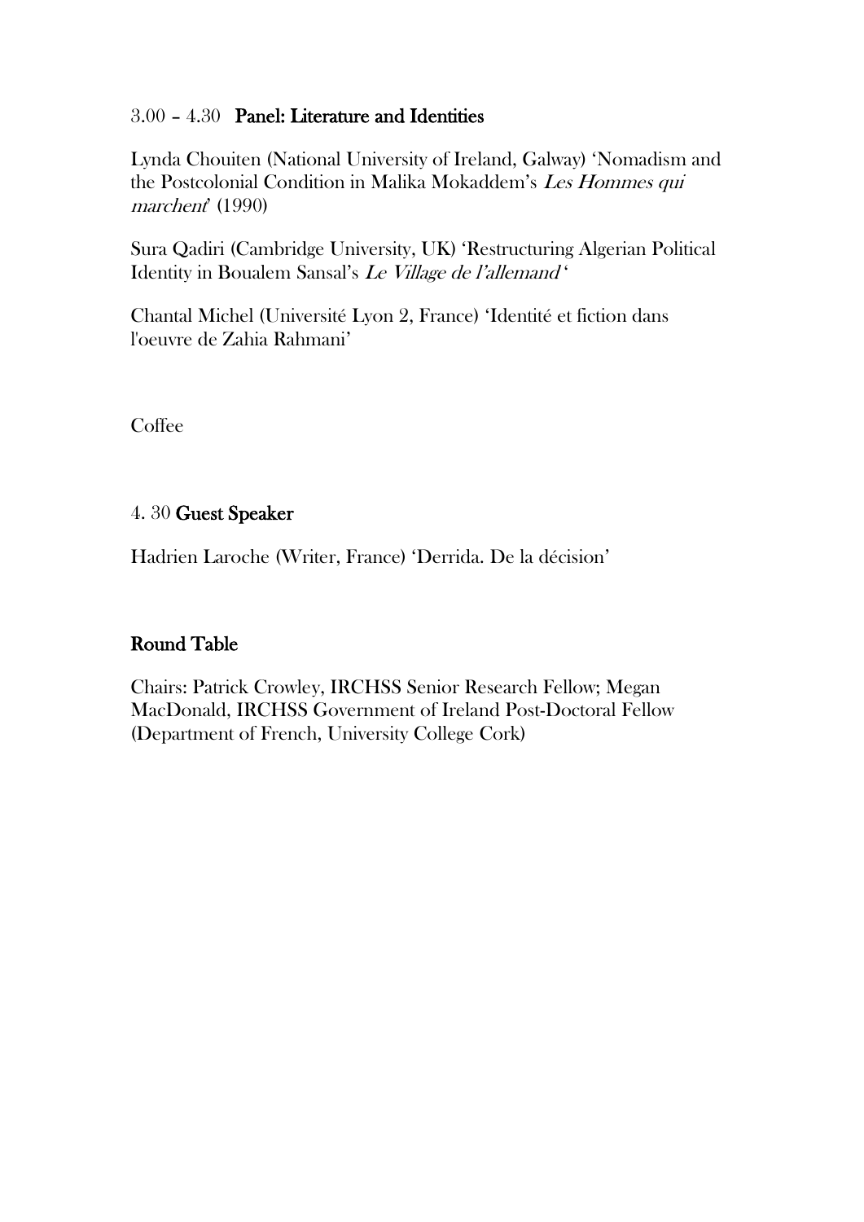3.00 – 4.30 **Panel: Literature and Identities**

Lynda Chouiten (National University of Ireland, Galway) 'Nomadism and the Postcolonial Condition in Malika Mokaddem's *Les Hommes qui marchent*' (1990)

Sura Qadiri (Cambridge University, UK) 'Restructuring Algerian Political Identity in Boualem Sansal's *Le Village de l'allemand* '

Chantal Michel (Université Lyon 2, France) 'Identité et fiction dans l'oeuvre de Zahia Rahmani'

Coffee

4. 30 **Guest Speaker**

Hadrien Laroche (Writer, France) 'Derrida. De la décision'

**Round Table**

Chairs: Patrick Crowley, IRCHSS Senior Research Fellow; Megan MacDonald, IRCHSS Government of Ireland Post-Doctoral Fellow (Department of French, University College Cork)